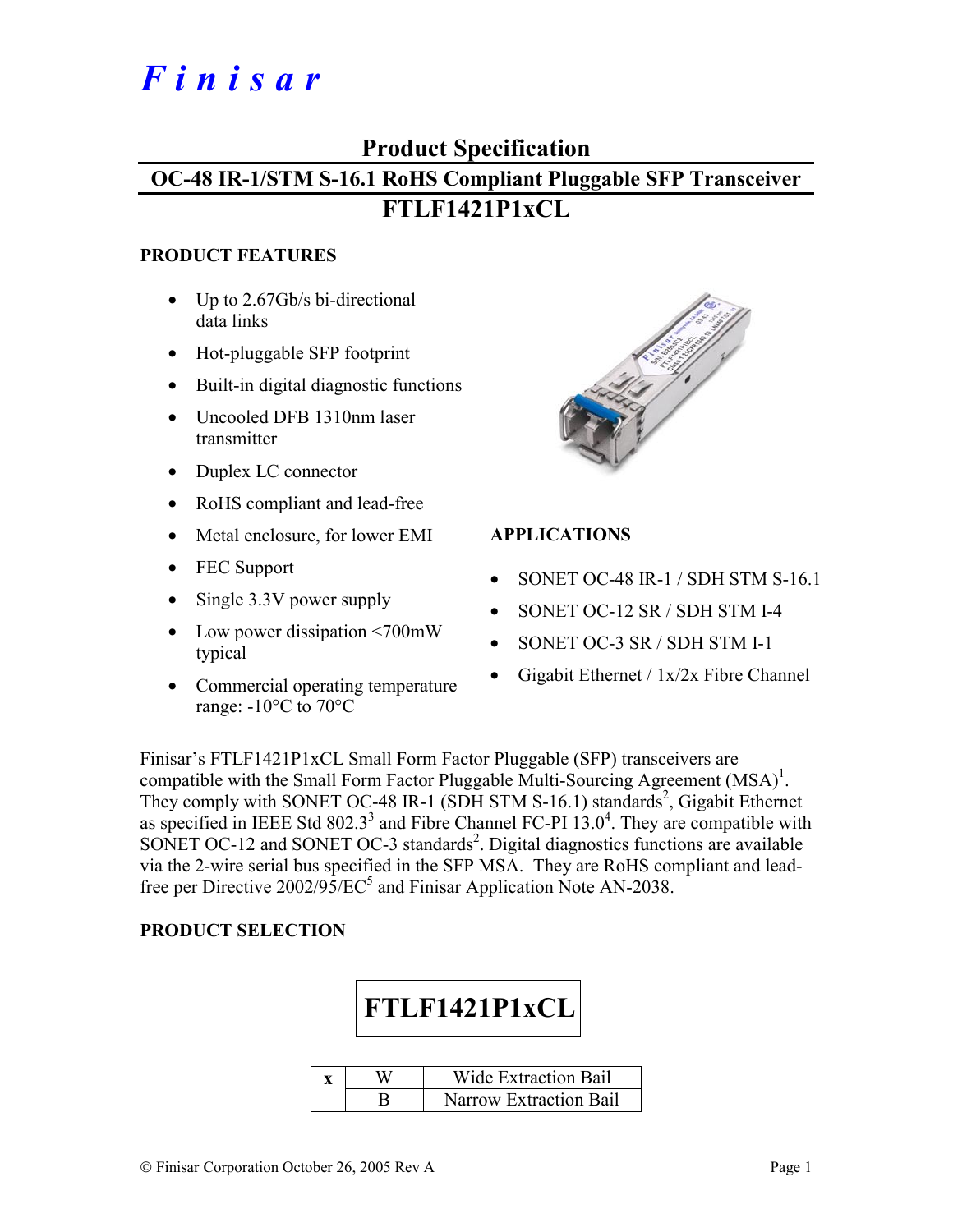# Finisar

## Product Specification

## OC-48 IR-1/STM S-16.1 RoHS Compliant Pluggable SFP Transceiver

## FTLF1421P1xCL

### PRODUCT FEATURES

- Up to 2.67Gb/s bi-directional data links
- Hot-pluggable SFP footprint
- Built-in digital diagnostic functions
- Uncooled DFB 1310nm laser transmitter
- Duplex LC connector
- RoHS compliant and lead-free
- Metal enclosure, for lower EMI
- FEC Support
- Single 3.3V power supply
- Low power dissipation <700mW typical
- Commercial operating temperature range: -10°C to 70°C

### APPLICATIONS

- SONET OC-48 IR-1 / SDH STM S-16.1
- SONET OC-12 SR / SDH STM I-4
- SONET OC-3 SR / SDH STM I-1
- Gigabit Ethernet / 1x/2x Fibre Channel

Finisar's FTLF1421P1xCL Small Form Factor Pluggable (SFP) transceivers are compatible with the Small Form Factor Pluggable Multi-Sourcing Agreement (MSA)[1]. They comply with SONET OC-48 IR-1 (SDH STM S-16.1) standards[2], Gigabit Ethernet as specified in IEEE Std 802.3[3] and Fibre Channel FC-PI 13.0[4]. They are compatible with SONET OC-12 and SONET OC-3 standards[2]. Digital diagnostics functions are available via the 2-wire serial bus specified in the SFP MSA. They are RoHS compliant and lead-free per Directive 2002/95/EC[5] and Finisar Application Note AN-2038.

### PRODUCT SELECTION

**FTLF1421P1xCL**

| x | W | Wide Extraction Bail |
|---|---|---|
| | B | Narrow Extraction Bail |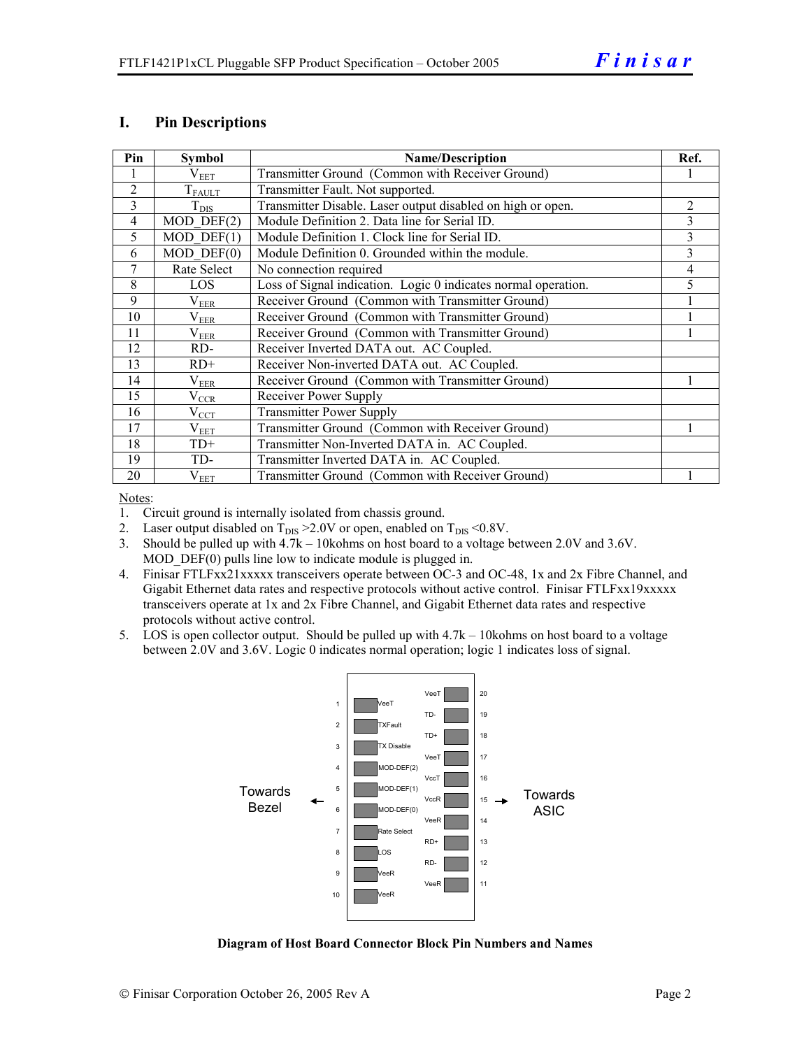## I. Pin Descriptions

| Pin | Symbol | Name/Description | Ref. |
|---|---|---|---|
| 1 | $V_{EET}$ | Transmitter Ground (Common with Receiver Ground) | 1 |
| 2 | $T_{FAULT}$ | Transmitter Fault. Not supported. | |
| 3 | $T_{DIS}$ | Transmitter Disable. Laser output disabled on high or open. | 2 |
| 4 | MOD_DEF(2) | Module Definition 2. Data line for Serial ID. | 3 |
| 5 | MOD_DEF(1) | Module Definition 1. Clock line for Serial ID. | 3 |
| 6 | MOD_DEF(0) | Module Definition 0. Grounded within the module. | 3 |
| 7 | Rate Select | No connection required | 4 |
| 8 | LOS | Loss of Signal indication. Logic 0 indicates normal operation. | 5 |
| 9 | $V_{EER}$ | Receiver Ground (Common with Transmitter Ground) | 1 |
| 10 | $V_{EER}$ | Receiver Ground (Common with Transmitter Ground) | 1 |
| 11 | $V_{EER}$ | Receiver Ground (Common with Transmitter Ground) | 1 |
| 12 | RD- | Receiver Inverted DATA out. AC Coupled. | |
| 13 | RD+ | Receiver Non-inverted DATA out. AC Coupled. | |
| 14 | $V_{EER}$ | Receiver Ground (Common with Transmitter Ground) | 1 |
| 15 | $V_{CCR}$ | Receiver Power Supply | |
| 16 | $V_{CCT}$ | Transmitter Power Supply | |
| 17 | $V_{EET}$ | Transmitter Ground (Common with Receiver Ground) | 1 |
| 18 | TD+ | Transmitter Non-Inverted DATA in. AC Coupled. | |
| 19 | TD- | Transmitter Inverted DATA in. AC Coupled. | |
| 20 | $V_{EET}$ | Transmitter Ground (Common with Receiver Ground) | 1 |

Notes:

1. Circuit ground is internally isolated from chassis ground.
2. Laser output disabled on $T_{DIS}$ >2.0V or open, enabled on $T_{DIS}$ <0.8V.
3. Should be pulled up with 4.7k – 10kohms on host board to a voltage between 2.0V and 3.6V. MOD_DEF(0) pulls line low to indicate module is plugged in.
4. Finisar FTLFxx21xxxxx transceivers operate between OC-3 and OC-48, 1x and 2x Fibre Channel, and Gigabit Ethernet data rates and respective protocols without active control. Finisar FTLFxx19xxxxx transceivers operate at 1x and 2x Fibre Channel, and Gigabit Ethernet data rates and respective protocols without active control.
5. LOS is open collector output. Should be pulled up with 4.7k – 10kohms on host board to a voltage between 2.0V and 3.6V. Logic 0 indicates normal operation; logic 1 indicates loss of signal.

| Pin | Name | Name | Pin |
|---|---|---|---|
| 1 | VeeT | VeeT | 20 |
| 2 | TXFault | TD- | 19 |
| 3 | TX Disable | TD+ | 18 |
| 4 | MOD-DEF(2) | VeeT | 17 |
| 5 | MOD-DEF(1) | VccT | 16 |
| 6 | MOD-DEF(0) | VccR | 15 |
| 7 | Rate Select | VeeR | 14 |
| 8 | LOS | RD+ | 13 |
| 9 | VeeR | RD- | 12 |
| 10 | VeeR | VeeR | 11 |

Towards Bezel ← | → Towards ASIC

**Diagram of Host Board Connector Block Pin Numbers and Names**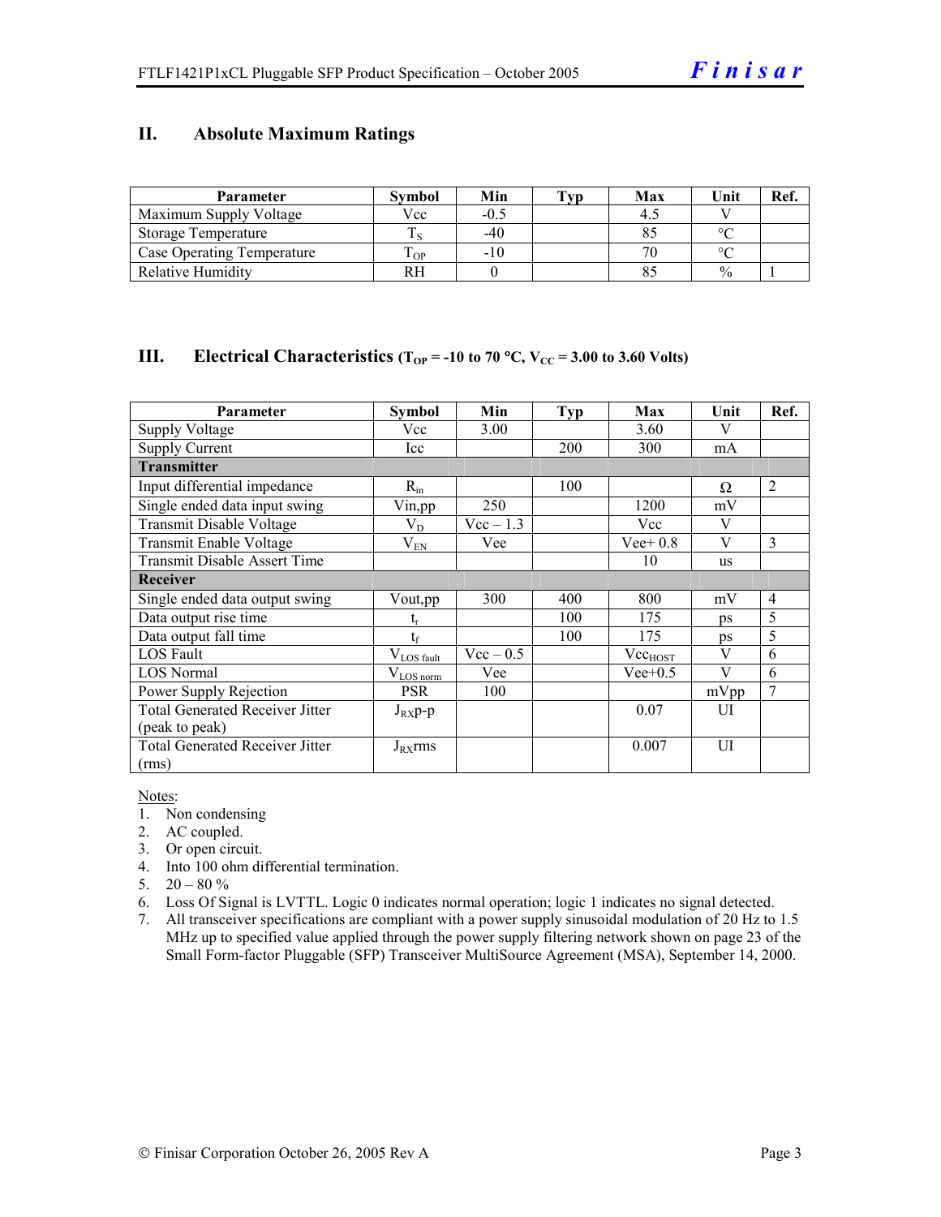## II. Absolute Maximum Ratings

| Parameter | Symbol | Min | Typ | Max | Unit | Ref. |
|---|---|---|---|---|---|---|
| Maximum Supply Voltage | Vcc | -0.5 | | 4.5 | V | |
| Storage Temperature | $T_S$ | -40 | | 85 | °C | |
| Case Operating Temperature | $T_{OP}$ | -10 | | 70 | °C | |
| Relative Humidity | RH | 0 | | 85 | % | 1 |

## III. Electrical Characteristics ($T_{OP}$ = -10 to 70 °C, $V_{CC}$ = 3.00 to 3.60 Volts)

| Parameter | Symbol | Min | Typ | Max | Unit | Ref. |
|---|---|---|---|---|---|---|
| Supply Voltage | Vcc | 3.00 | | 3.60 | V | |
| Supply Current | Icc | | 200 | 300 | mA | |
| **Transmitter** | | | | | | |
| Input differential impedance | $R_{in}$ | | 100 | | Ω | 2 |
| Single ended data input swing | Vin,pp | 250 | | 1200 | mV | |
| Transmit Disable Voltage | $V_D$ | Vcc – 1.3 | | Vcc | V | |
| Transmit Enable Voltage | $V_{EN}$ | Vee | | Vee+ 0.8 | V | 3 |
| Transmit Disable Assert Time | | | | 10 | us | |
| **Receiver** | | | | | | |
| Single ended data output swing | Vout,pp | 300 | 400 | 800 | mV | 4 |
| Data output rise time | $t_r$ | | 100 | 175 | ps | 5 |
| Data output fall time | $t_f$ | | 100 | 175 | ps | 5 |
| LOS Fault | $V_{LOS\ fault}$ | Vcc – 0.5 | | $Vcc_{HOST}$ | V | 6 |
| LOS Normal | $V_{LOS\ norm}$ | Vee | | Vee+0.5 | V | 6 |
| Power Supply Rejection | PSR | 100 | | | mVpp | 7 |
| Total Generated Receiver Jitter (peak to peak) | $J_{RX}$p-p | | | 0.07 | UI | |
| Total Generated Receiver Jitter (rms) | $J_{RX}$rms | | | 0.007 | UI | |

Notes:
1. Non condensing
2. AC coupled.
3. Or open circuit.
4. Into 100 ohm differential termination.
5. 20 – 80 %
6. Loss Of Signal is LVTTL. Logic 0 indicates normal operation; logic 1 indicates no signal detected.
7. All transceiver specifications are compliant with a power supply sinusoidal modulation of 20 Hz to 1.5 MHz up to specified value applied through the power supply filtering network shown on page 23 of the Small Form-factor Pluggable (SFP) Transceiver MultiSource Agreement (MSA), September 14, 2000.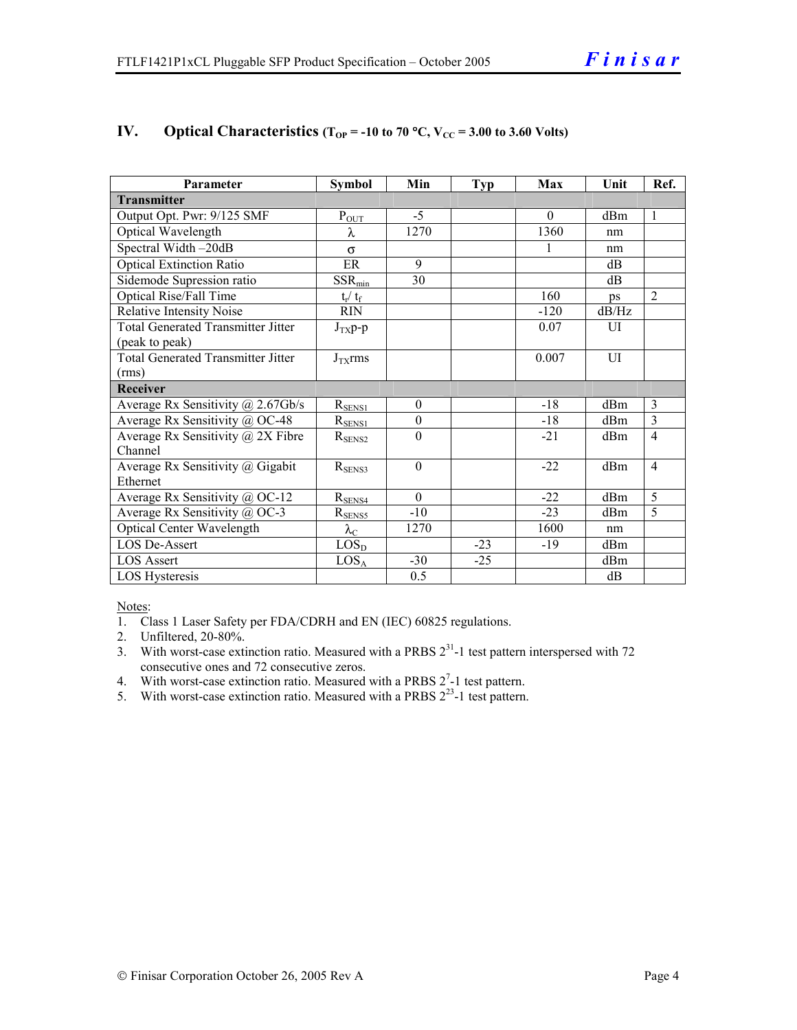## IV. Optical Characteristics ($T_{OP}$ = -10 to 70 °C, $V_{CC}$ = 3.00 to 3.60 Volts)

| Parameter | Symbol | Min | Typ | Max | Unit | Ref. |
|---|---|---|---|---|---|---|
| **Transmitter** | | | | | | |
| Output Opt. Pwr: 9/125 SMF | $P_{OUT}$ | -5 | | 0 | dBm | 1 |
| Optical Wavelength | $\lambda$ | 1270 | | 1360 | nm | |
| Spectral Width –20dB | $\sigma$ | | | 1 | nm | |
| Optical Extinction Ratio | ER | 9 | | | dB | |
| Sidemode Supression ratio | $SSR_{min}$ | 30 | | | dB | |
| Optical Rise/Fall Time | $t_r$/ $t_f$ | | | 160 | ps | 2 |
| Relative Intensity Noise | RIN | | | -120 | dB/Hz | |
| Total Generated Transmitter Jitter (peak to peak) | $J_{TX}$p-p | | | 0.07 | UI | |
| Total Generated Transmitter Jitter (rms) | $J_{TX}$rms | | | 0.007 | UI | |
| **Receiver** | | | | | | |
| Average Rx Sensitivity @ 2.67Gb/s | $R_{SENS1}$ | 0 | | -18 | dBm | 3 |
| Average Rx Sensitivity @ OC-48 | $R_{SENS1}$ | 0 | | -18 | dBm | 3 |
| Average Rx Sensitivity @ 2X Fibre Channel | $R_{SENS2}$ | 0 | | -21 | dBm | 4 |
| Average Rx Sensitivity @ Gigabit Ethernet | $R_{SENS3}$ | 0 | | -22 | dBm | 4 |
| Average Rx Sensitivity @ OC-12 | $R_{SENS4}$ | 0 | | -22 | dBm | 5 |
| Average Rx Sensitivity @ OC-3 | $R_{SENS5}$ | -10 | | -23 | dBm | 5 |
| Optical Center Wavelength | $\lambda_C$ | 1270 | | 1600 | nm | |
| LOS De-Assert | $LOS_D$ | | -23 | -19 | dBm | |
| LOS Assert | $LOS_A$ | -30 | -25 | | dBm | |
| LOS Hysteresis | | 0.5 | | | dB | |

Notes:

1. Class 1 Laser Safety per FDA/CDRH and EN (IEC) 60825 regulations.
2. Unfiltered, 20-80%.
3. With worst-case extinction ratio. Measured with a PRBS $2^{31}$-1 test pattern interspersed with 72 consecutive ones and 72 consecutive zeros.
4. With worst-case extinction ratio. Measured with a PRBS $2^{7}$-1 test pattern.
5. With worst-case extinction ratio. Measured with a PRBS $2^{23}$-1 test pattern.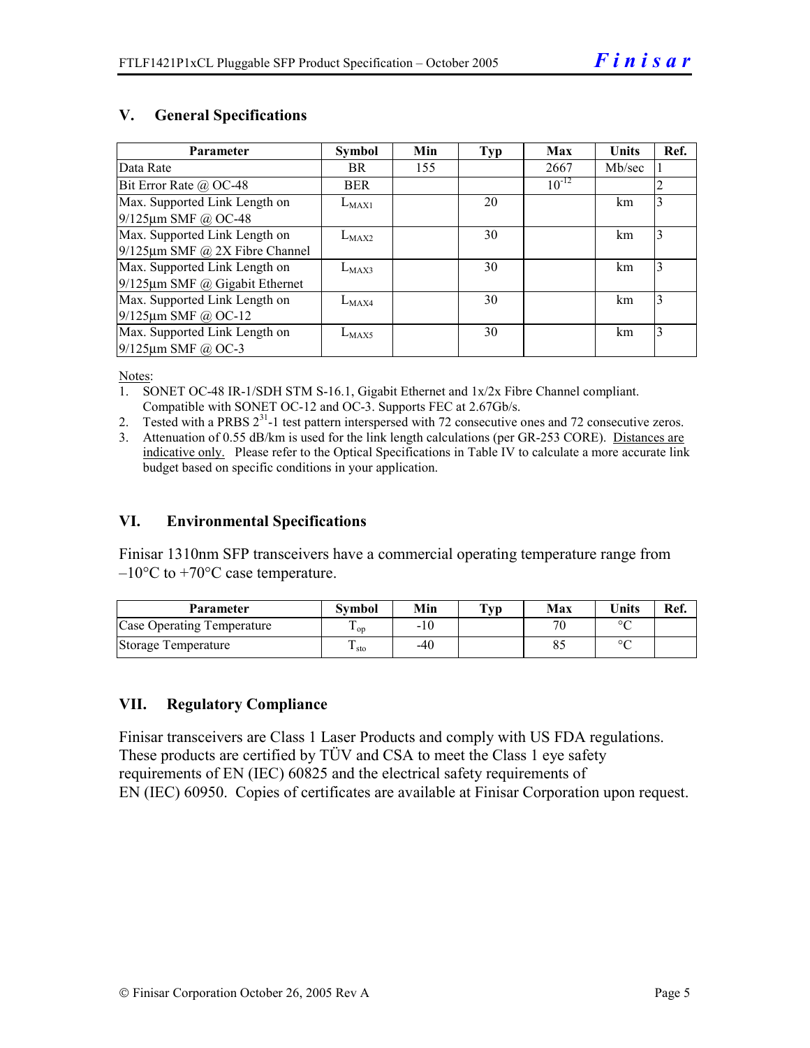## V. General Specifications

| Parameter | Symbol | Min | Typ | Max | Units | Ref. |
|---|---|---|---|---|---|---|
| Data Rate | BR | 155 | | 2667 | Mb/sec | 1 |
| Bit Error Rate @ OC-48 | BER | | | $10^{-12}$ | | 2 |
| Max. Supported Link Length on 9/125µm SMF @ OC-48 | $L_{MAX1}$ | | 20 | | km | 3 |
| Max. Supported Link Length on 9/125µm SMF @ 2X Fibre Channel | $L_{MAX2}$ | | 30 | | km | 3 |
| Max. Supported Link Length on 9/125µm SMF @ Gigabit Ethernet | $L_{MAX3}$ | | 30 | | km | 3 |
| Max. Supported Link Length on 9/125µm SMF @ OC-12 | $L_{MAX4}$ | | 30 | | km | 3 |
| Max. Supported Link Length on 9/125µm SMF @ OC-3 | $L_{MAX5}$ | | 30 | | km | 3 |

Notes:

1. SONET OC-48 IR-1/SDH STM S-16.1, Gigabit Ethernet and 1x/2x Fibre Channel compliant. Compatible with SONET OC-12 and OC-3. Supports FEC at 2.67Gb/s.
2. Tested with a PRBS $2^{31}$-1 test pattern interspersed with 72 consecutive ones and 72 consecutive zeros.
3. Attenuation of 0.55 dB/km is used for the link length calculations (per GR-253 CORE). Distances are indicative only. Please refer to the Optical Specifications in Table IV to calculate a more accurate link budget based on specific conditions in your application.

## VI. Environmental Specifications

Finisar 1310nm SFP transceivers have a commercial operating temperature range from –10°C to +70°C case temperature.

| Parameter | Symbol | Min | Typ | Max | Units | Ref. |
|---|---|---|---|---|---|---|
| Case Operating Temperature | $T_{op}$ | -10 | | 70 | °C | |
| Storage Temperature | $T_{sto}$ | -40 | | 85 | °C | |

## VII. Regulatory Compliance

Finisar transceivers are Class 1 Laser Products and comply with US FDA regulations. These products are certified by TÜV and CSA to meet the Class 1 eye safety requirements of EN (IEC) 60825 and the electrical safety requirements of EN (IEC) 60950. Copies of certificates are available at Finisar Corporation upon request.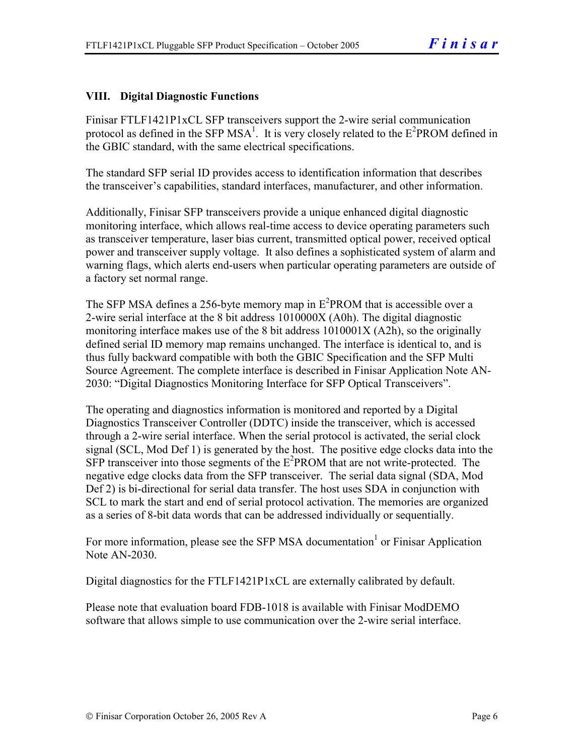## VIII. Digital Diagnostic Functions

Finisar FTLF1421P1xCL SFP transceivers support the 2-wire serial communication protocol as defined in the SFP MSA[1]. It is very closely related to the E$^2$PROM defined in the GBIC standard, with the same electrical specifications.

The standard SFP serial ID provides access to identification information that describes the transceiver's capabilities, standard interfaces, manufacturer, and other information.

Additionally, Finisar SFP transceivers provide a unique enhanced digital diagnostic monitoring interface, which allows real-time access to device operating parameters such as transceiver temperature, laser bias current, transmitted optical power, received optical power and transceiver supply voltage. It also defines a sophisticated system of alarm and warning flags, which alerts end-users when particular operating parameters are outside of a factory set normal range.

The SFP MSA defines a 256-byte memory map in E$^2$PROM that is accessible over a 2-wire serial interface at the 8 bit address 1010000X (A0h). The digital diagnostic monitoring interface makes use of the 8 bit address 1010001X (A2h), so the originally defined serial ID memory map remains unchanged. The interface is identical to, and is thus fully backward compatible with both the GBIC Specification and the SFP Multi Source Agreement. The complete interface is described in Finisar Application Note AN-2030: "Digital Diagnostics Monitoring Interface for SFP Optical Transceivers".

The operating and diagnostics information is monitored and reported by a Digital Diagnostics Transceiver Controller (DDTC) inside the transceiver, which is accessed through a 2-wire serial interface. When the serial protocol is activated, the serial clock signal (SCL, Mod Def 1) is generated by the host. The positive edge clocks data into the SFP transceiver into those segments of the E$^2$PROM that are not write-protected. The negative edge clocks data from the SFP transceiver. The serial data signal (SDA, Mod Def 2) is bi-directional for serial data transfer. The host uses SDA in conjunction with SCL to mark the start and end of serial protocol activation. The memories are organized as a series of 8-bit data words that can be addressed individually or sequentially.

For more information, please see the SFP MSA documentation[1] or Finisar Application Note AN-2030.

Digital diagnostics for the FTLF1421P1xCL are externally calibrated by default.

Please note that evaluation board FDB-1018 is available with Finisar ModDEMO software that allows simple to use communication over the 2-wire serial interface.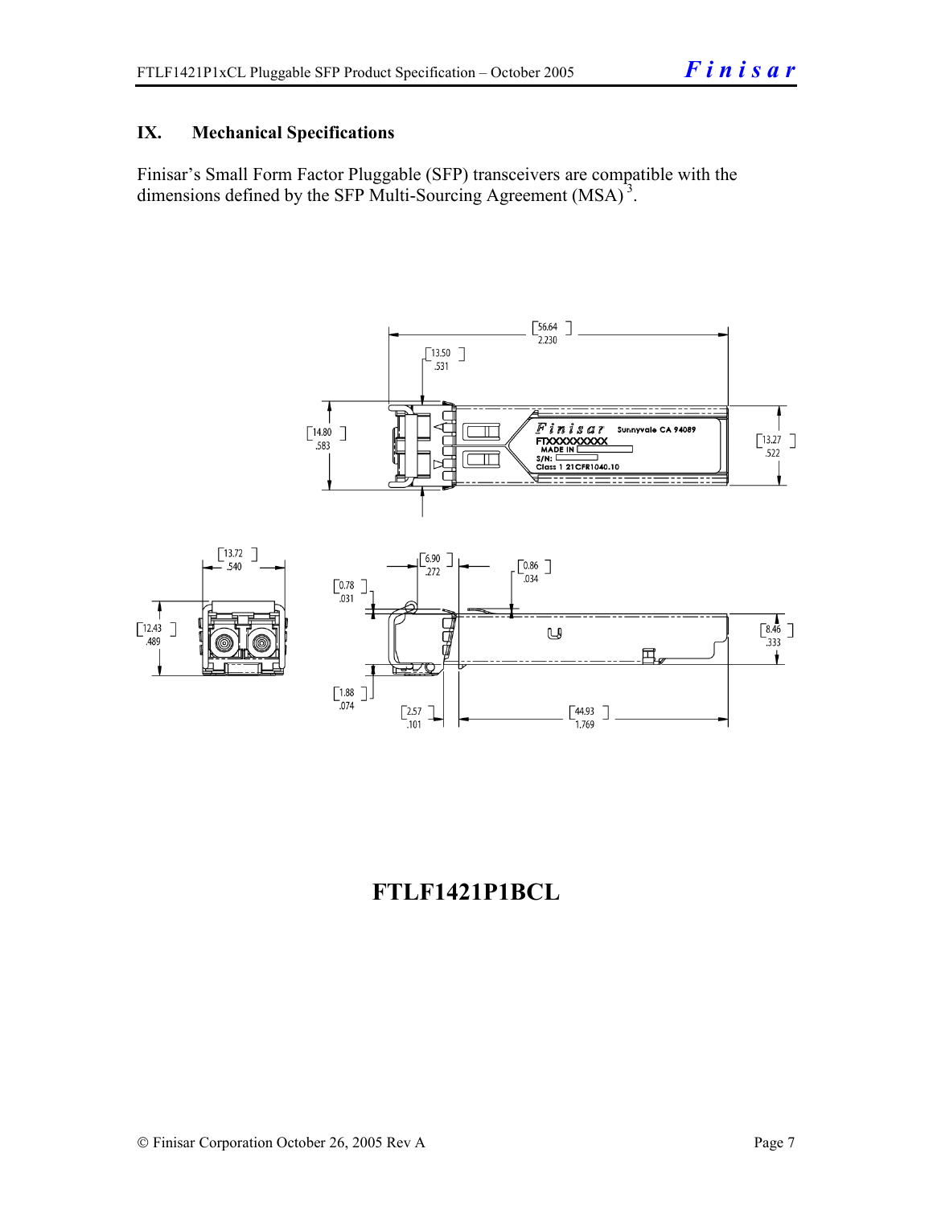## IX. Mechanical Specifications

Finisar's Small Form Factor Pluggable (SFP) transceivers are compatible with the dimensions defined by the SFP Multi-Sourcing Agreement (MSA)[3].

**FTLF1421P1BCL**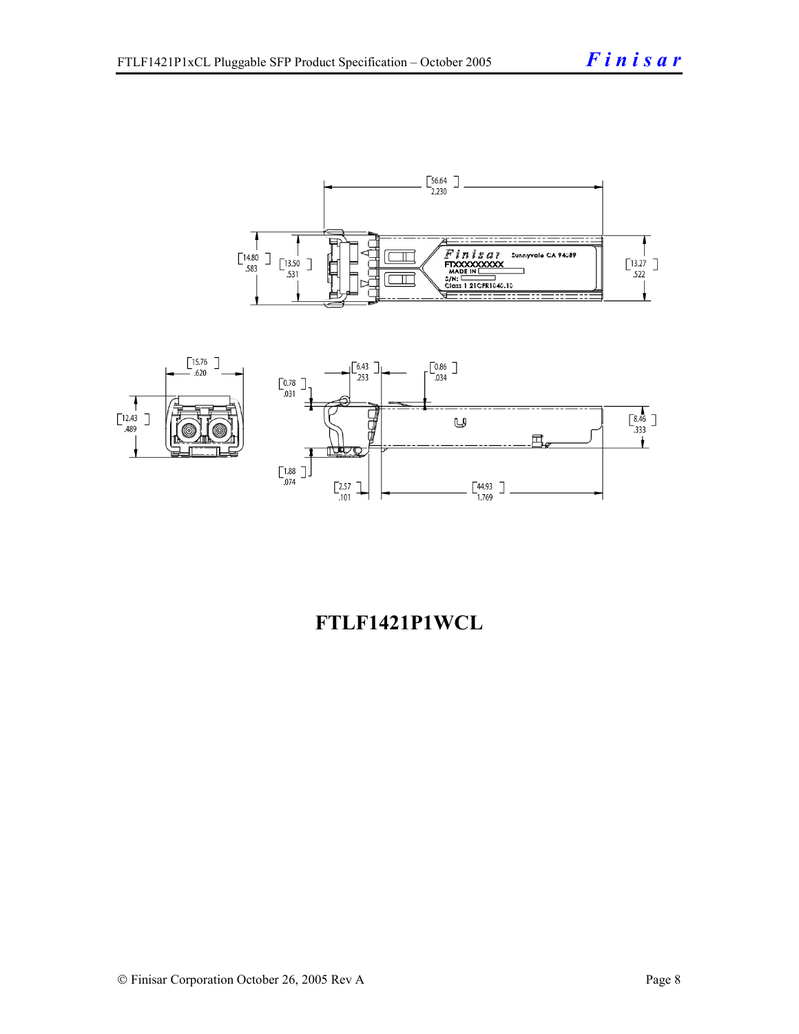**FTLF1421P1WCL**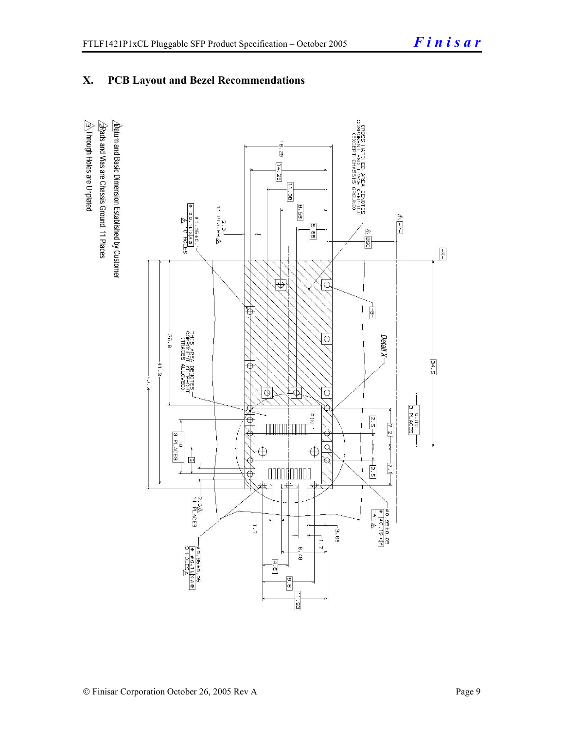# X. PCB Layout and Bezel Recommendations

1. Datum and Basic Dimension Established by Customer
2. Pads and Vias are Chassis Ground, 11 Places
3. Through Holes are Unplated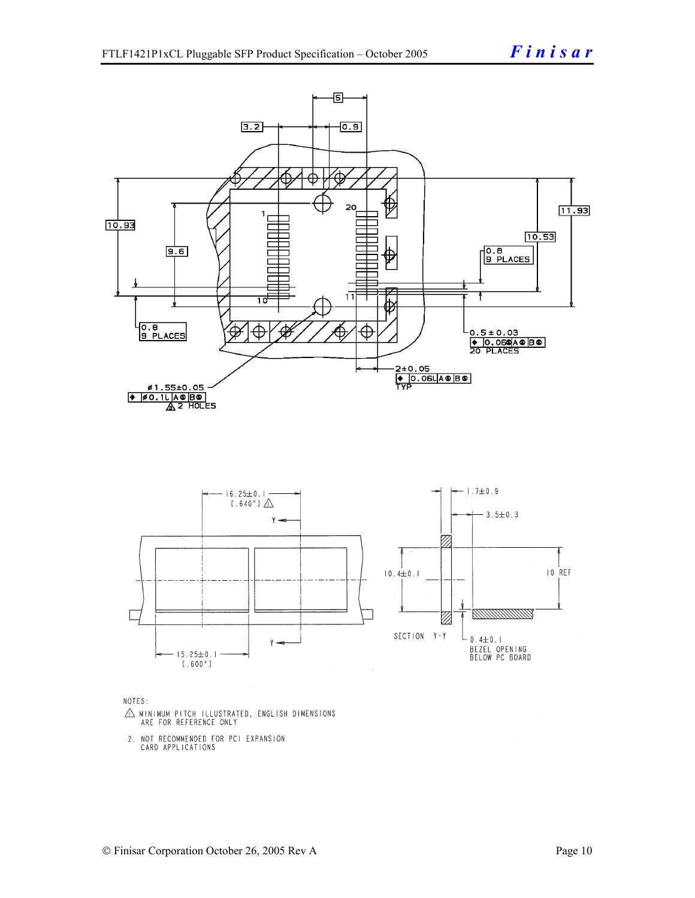NOTES:

1. MINIMUM PITCH ILLUSTRATED, ENGLISH DIMENSIONS ARE FOR REFERENCE ONLY

2. NOT RECOMMENDED FOR PCI EXPANSION CARD APPLICATIONS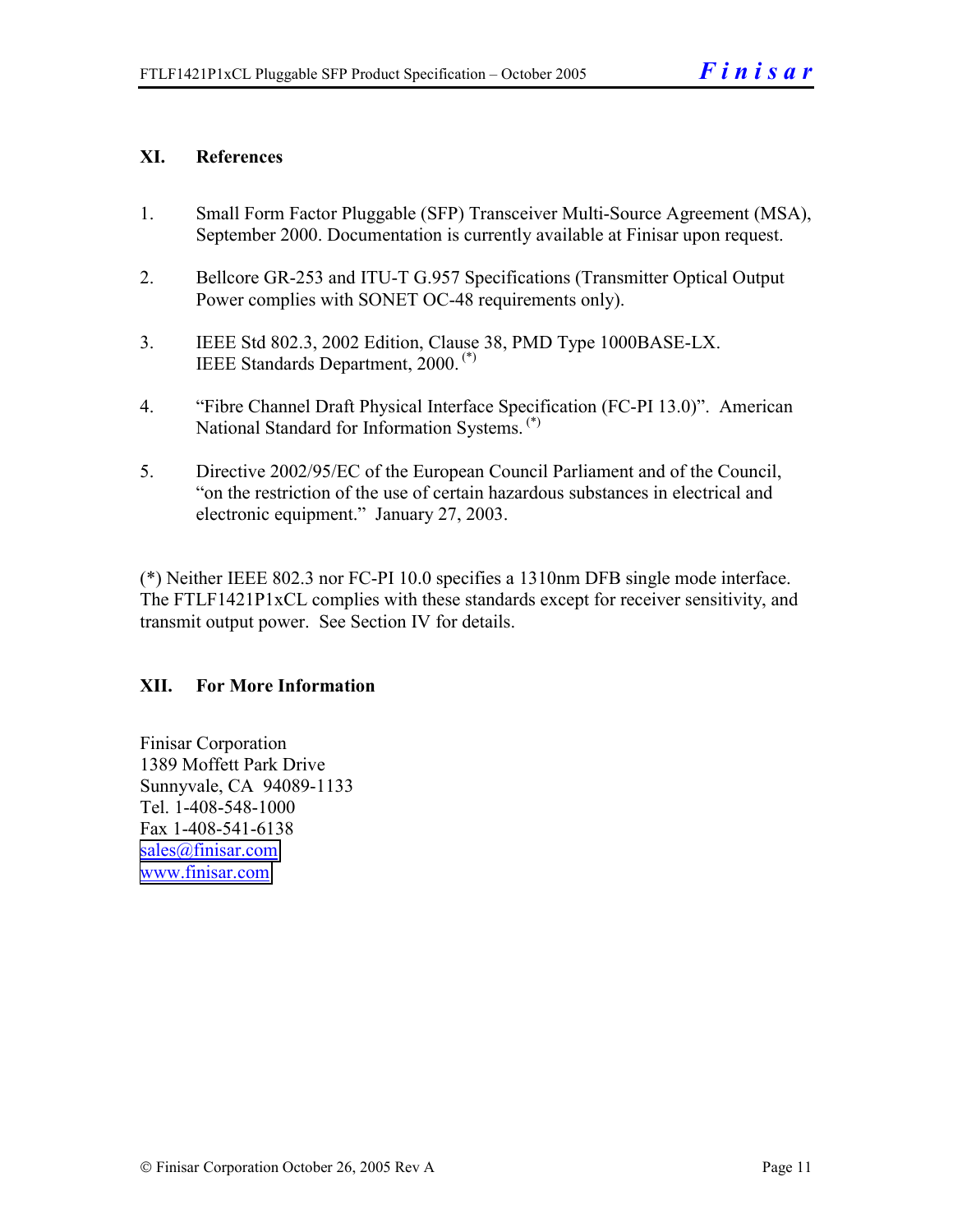## XI. References

1. Small Form Factor Pluggable (SFP) Transceiver Multi-Source Agreement (MSA), September 2000. Documentation is currently available at Finisar upon request.

2. Bellcore GR-253 and ITU-T G.957 Specifications (Transmitter Optical Output Power complies with SONET OC-48 requirements only).

3. IEEE Std 802.3, 2002 Edition, Clause 38, PMD Type 1000BASE-LX. IEEE Standards Department, 2000. (*)

4. “Fibre Channel Draft Physical Interface Specification (FC-PI 13.0)”. American National Standard for Information Systems. (*)

5. Directive 2002/95/EC of the European Council Parliament and of the Council, “on the restriction of the use of certain hazardous substances in electrical and electronic equipment.” January 27, 2003.

(*) Neither IEEE 802.3 nor FC-PI 10.0 specifies a 1310nm DFB single mode interface. The FTLF1421P1xCL complies with these standards except for receiver sensitivity, and transmit output power. See Section IV for details.

## XII. For More Information

Finisar Corporation
1389 Moffett Park Drive
Sunnyvale, CA 94089-1133
Tel. 1-408-548-1000
Fax 1-408-541-6138
sales@finisar.com
www.finisar.com